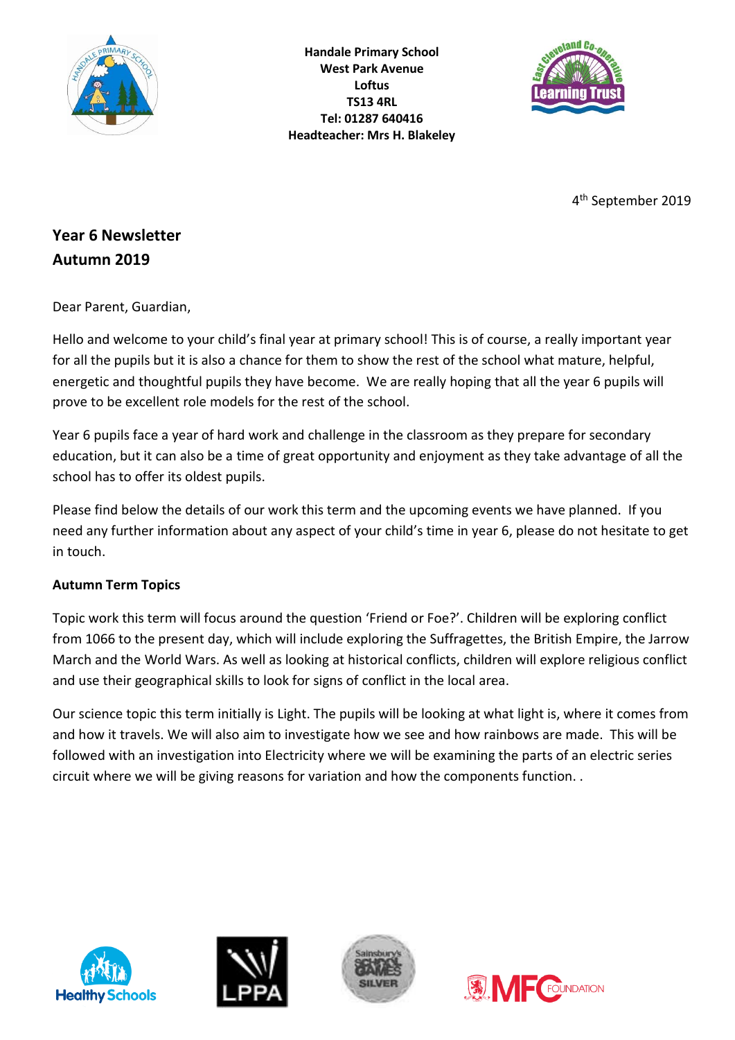**Handale Primary School**
**West Park Avenue**
**Loftus**
**TS13 4RL**
**Tel: 01287 640416**
**Headteacher: Mrs H. Blakeley**

4th September 2019

## Year 6 Newsletter
## Autumn 2019

Dear Parent, Guardian,

Hello and welcome to your child's final year at primary school! This is of course, a really important year for all the pupils but it is also a chance for them to show the rest of the school what mature, helpful, energetic and thoughtful pupils they have become. We are really hoping that all the year 6 pupils will prove to be excellent role models for the rest of the school.

Year 6 pupils face a year of hard work and challenge in the classroom as they prepare for secondary education, but it can also be a time of great opportunity and enjoyment as they take advantage of all the school has to offer its oldest pupils.

Please find below the details of our work this term and the upcoming events we have planned. If you need any further information about any aspect of your child's time in year 6, please do not hesitate to get in touch.

**Autumn Term Topics**

Topic work this term will focus around the question 'Friend or Foe?'. Children will be exploring conflict from 1066 to the present day, which will include exploring the Suffragettes, the British Empire, the Jarrow March and the World Wars. As well as looking at historical conflicts, children will explore religious conflict and use their geographical skills to look for signs of conflict in the local area.

Our science topic this term initially is Light. The pupils will be looking at what light is, where it comes from and how it travels. We will also aim to investigate how we see and how rainbows are made. This will be followed with an investigation into Electricity where we will be examining the parts of an electric series circuit where we will be giving reasons for variation and how the components function. .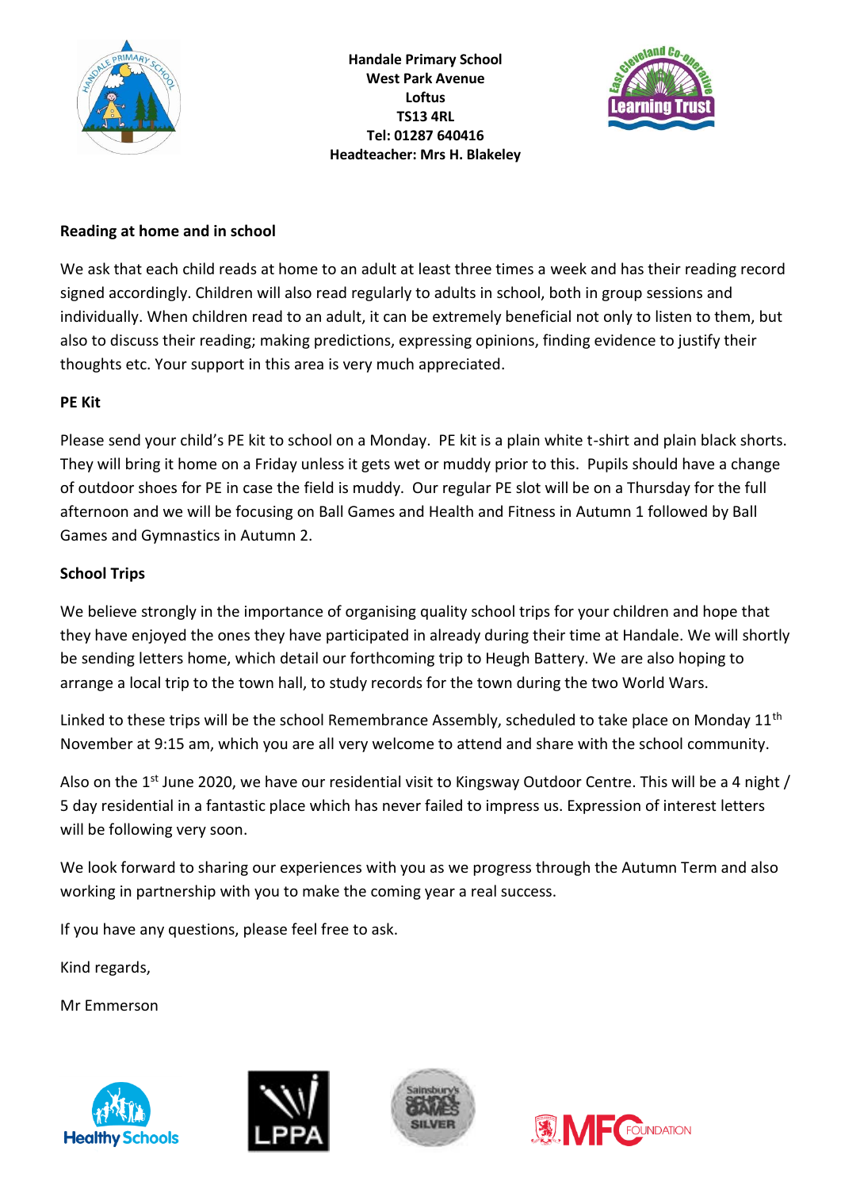**Handale Primary School**
**West Park Avenue**
**Loftus**
**TS13 4RL**
**Tel: 01287 640416**
**Headteacher: Mrs H. Blakeley**

**Reading at home and in school**

We ask that each child reads at home to an adult at least three times a week and has their reading record signed accordingly. Children will also read regularly to adults in school, both in group sessions and individually. When children read to an adult, it can be extremely beneficial not only to listen to them, but also to discuss their reading; making predictions, expressing opinions, finding evidence to justify their thoughts etc. Your support in this area is very much appreciated.

**PE Kit**

Please send your child's PE kit to school on a Monday. PE kit is a plain white t-shirt and plain black shorts. They will bring it home on a Friday unless it gets wet or muddy prior to this. Pupils should have a change of outdoor shoes for PE in case the field is muddy. Our regular PE slot will be on a Thursday for the full afternoon and we will be focusing on Ball Games and Health and Fitness in Autumn 1 followed by Ball Games and Gymnastics in Autumn 2.

**School Trips**

We believe strongly in the importance of organising quality school trips for your children and hope that they have enjoyed the ones they have participated in already during their time at Handale. We will shortly be sending letters home, which detail our forthcoming trip to Heugh Battery. We are also hoping to arrange a local trip to the town hall, to study records for the town during the two World Wars.

Linked to these trips will be the school Remembrance Assembly, scheduled to take place on Monday 11th November at 9:15 am, which you are all very welcome to attend and share with the school community.

Also on the 1st June 2020, we have our residential visit to Kingsway Outdoor Centre. This will be a 4 night / 5 day residential in a fantastic place which has never failed to impress us. Expression of interest letters will be following very soon.

We look forward to sharing our experiences with you as we progress through the Autumn Term and also working in partnership with you to make the coming year a real success.

If you have any questions, please feel free to ask.

Kind regards,

Mr Emmerson